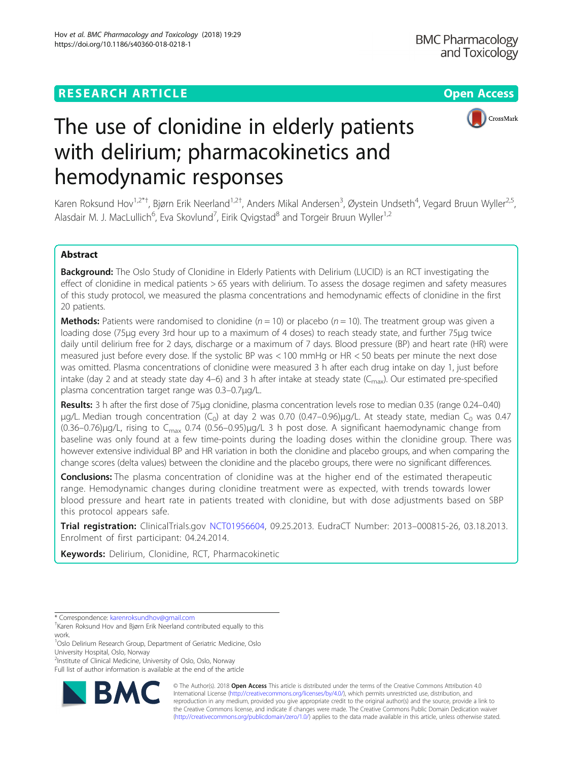# The use of clonidine in elderly patients with delirium; pharmacokinetics and hemodynamic responses

Karen Roksund Hov[1,2*†], Bjørn Erik Neerland[1,2†], Anders Mikal Andersen[3], Øystein Undseth[4], Vegard Bruun Wyller[2,5], Alasdair M. J. MacLullich[6], Eva Skovlund[7], Eirik Qvigstad[8] and Torgeir Bruun Wyller[1,2]

## Abstract

**Background:** The Oslo Study of Clonidine in Elderly Patients with Delirium (LUCID) is an RCT investigating the effect of clonidine in medical patients > 65 years with delirium. To assess the dosage regimen and safety measures of this study protocol, we measured the plasma concentrations and hemodynamic effects of clonidine in the first 20 patients.

**Methods:** Patients were randomised to clonidine ($n = 10$) or placebo ($n = 10$). The treatment group was given a loading dose (75μg every 3rd hour up to a maximum of 4 doses) to reach steady state, and further 75μg twice daily until delirium free for 2 days, discharge or a maximum of 7 days. Blood pressure (BP) and heart rate (HR) were measured just before every dose. If the systolic BP was < 100 mmHg or HR < 50 beats per minute the next dose was omitted. Plasma concentrations of clonidine were measured 3 h after each drug intake on day 1, just before intake (day 2 and at steady state day 4–6) and 3 h after intake at steady state ($C_{max}$). Our estimated pre-specified plasma concentration target range was 0.3–0.7μg/L.

**Results:** 3 h after the first dose of 75μg clonidine, plasma concentration levels rose to median 0.35 (range 0.24–0.40) μg/L. Median trough concentration ($C_0$) at day 2 was 0.70 (0.47–0.96)μg/L. At steady state, median $C_0$ was 0.47 (0.36–0.76)μg/L, rising to $C_{max}$ 0.74 (0.56–0.95)μg/L 3 h post dose. A significant haemodynamic change from baseline was only found at a few time-points during the loading doses within the clonidine group. There was however extensive individual BP and HR variation in both the clonidine and placebo groups, and when comparing the change scores (delta values) between the clonidine and the placebo groups, there were no significant differences.

**Conclusions:** The plasma concentration of clonidine was at the higher end of the estimated therapeutic range. Hemodynamic changes during clonidine treatment were as expected, with trends towards lower blood pressure and heart rate in patients treated with clonidine, but with dose adjustments based on SBP this protocol appears safe.

**Trial registration:** ClinicalTrials.gov NCT01956604, 09.25.2013. EudraCT Number: 2013–000815-26, 03.18.2013. Enrolment of first participant: 04.24.2014.

**Keywords:** Delirium, Clonidine, RCT, Pharmacokinetic

---

\* Correspondence: karenroksundhov@gmail.com

†Karen Roksund Hov and Bjørn Erik Neerland contributed equally to this work.

[1]Oslo Delirium Research Group, Department of Geriatric Medicine, Oslo University Hospital, Oslo, Norway

[2]Institute of Clinical Medicine, University of Oslo, Oslo, Norway

Full list of author information is available at the end of the article

© The Author(s). 2018 **Open Access** This article is distributed under the terms of the Creative Commons Attribution 4.0 International License (http://creativecommons.org/licenses/by/4.0/), which permits unrestricted use, distribution, and reproduction in any medium, provided you give appropriate credit to the original author(s) and the source, provide a link to the Creative Commons license, and indicate if changes were made. The Creative Commons Public Domain Dedication waiver (http://creativecommons.org/publicdomain/zero/1.0/) applies to the data made available in this article, unless otherwise stated.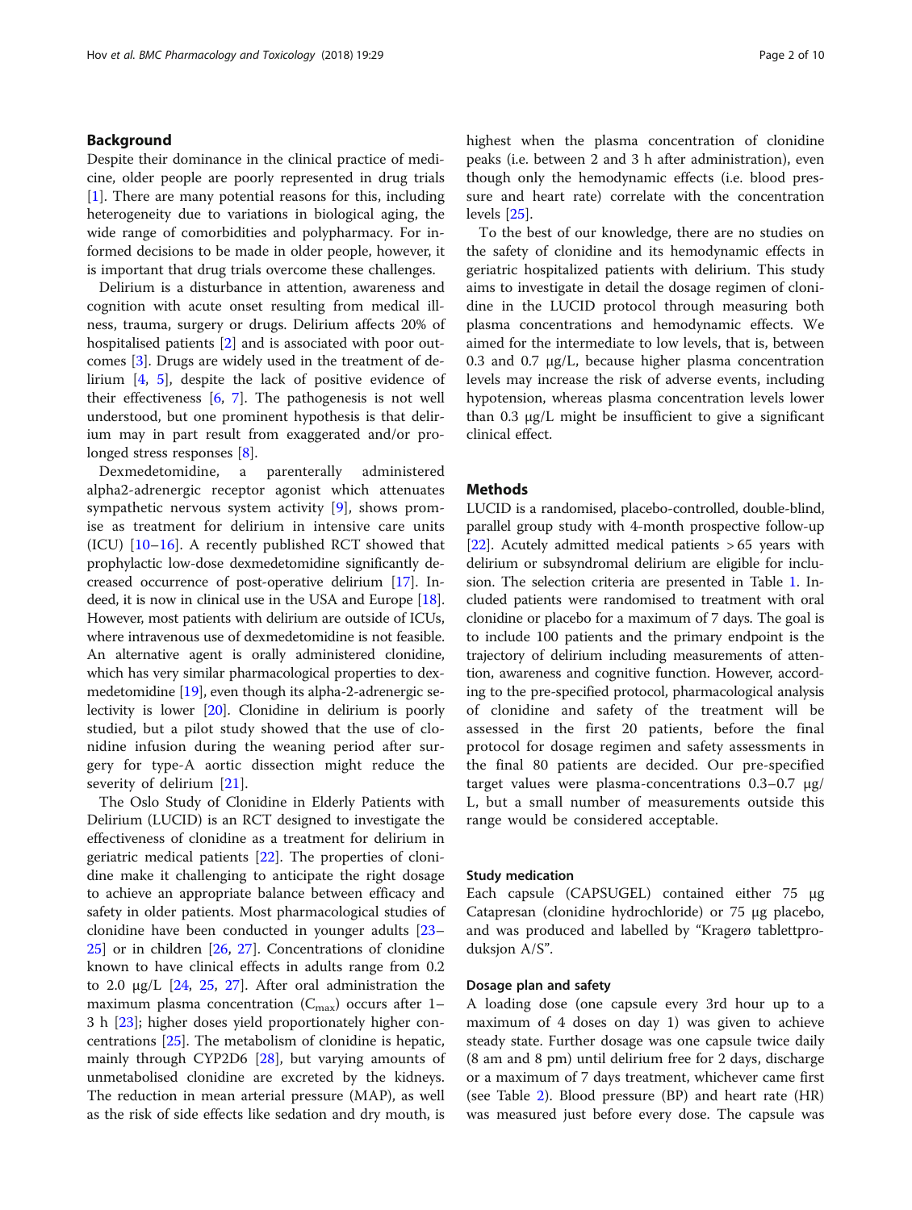## Background

Despite their dominance in the clinical practice of medicine, older people are poorly represented in drug trials [1]. There are many potential reasons for this, including heterogeneity due to variations in biological aging, the wide range of comorbidities and polypharmacy. For informed decisions to be made in older people, however, it is important that drug trials overcome these challenges.

Delirium is a disturbance in attention, awareness and cognition with acute onset resulting from medical illness, trauma, surgery or drugs. Delirium affects 20% of hospitalised patients [2] and is associated with poor outcomes [3]. Drugs are widely used in the treatment of delirium [4, 5], despite the lack of positive evidence of their effectiveness [6, 7]. The pathogenesis is not well understood, but one prominent hypothesis is that delirium may in part result from exaggerated and/or prolonged stress responses [8].

Dexmedetomidine, a parenterally administered alpha2-adrenergic receptor agonist which attenuates sympathetic nervous system activity [9], shows promise as treatment for delirium in intensive care units (ICU) [10–16]. A recently published RCT showed that prophylactic low-dose dexmedetomidine significantly decreased occurrence of post-operative delirium [17]. Indeed, it is now in clinical use in the USA and Europe [18]. However, most patients with delirium are outside of ICUs, where intravenous use of dexmedetomidine is not feasible. An alternative agent is orally administered clonidine, which has very similar pharmacological properties to dexmedetomidine [19], even though its alpha-2-adrenergic selectivity is lower [20]. Clonidine in delirium is poorly studied, but a pilot study showed that the use of clonidine infusion during the weaning period after surgery for type-A aortic dissection might reduce the severity of delirium [21].

The Oslo Study of Clonidine in Elderly Patients with Delirium (LUCID) is an RCT designed to investigate the effectiveness of clonidine as a treatment for delirium in geriatric medical patients [22]. The properties of clonidine make it challenging to anticipate the right dosage to achieve an appropriate balance between efficacy and safety in older patients. Most pharmacological studies of clonidine have been conducted in younger adults [23–25] or in children [26, 27]. Concentrations of clonidine known to have clinical effects in adults range from 0.2 to 2.0 μg/L [24, 25, 27]. After oral administration the maximum plasma concentration ($C_{max}$) occurs after 1–3 h [23]; higher doses yield proportionately higher concentrations [25]. The metabolism of clonidine is hepatic, mainly through CYP2D6 [28], but varying amounts of unmetabolised clonidine are excreted by the kidneys. The reduction in mean arterial pressure (MAP), as well as the risk of side effects like sedation and dry mouth, is highest when the plasma concentration of clonidine peaks (i.e. between 2 and 3 h after administration), even though only the hemodynamic effects (i.e. blood pressure and heart rate) correlate with the concentration levels [25].

To the best of our knowledge, there are no studies on the safety of clonidine and its hemodynamic effects in geriatric hospitalized patients with delirium. This study aims to investigate in detail the dosage regimen of clonidine in the LUCID protocol through measuring both plasma concentrations and hemodynamic effects. We aimed for the intermediate to low levels, that is, between 0.3 and 0.7 μg/L, because higher plasma concentration levels may increase the risk of adverse events, including hypotension, whereas plasma concentration levels lower than 0.3 μg/L might be insufficient to give a significant clinical effect.

## Methods

LUCID is a randomised, placebo-controlled, double-blind, parallel group study with 4-month prospective follow-up [22]. Acutely admitted medical patients > 65 years with delirium or subsyndromal delirium are eligible for inclusion. The selection criteria are presented in Table 1. Included patients were randomised to treatment with oral clonidine or placebo for a maximum of 7 days. The goal is to include 100 patients and the primary endpoint is the trajectory of delirium including measurements of attention, awareness and cognitive function. However, according to the pre-specified protocol, pharmacological analysis of clonidine and safety of the treatment will be assessed in the first 20 patients, before the final protocol for dosage regimen and safety assessments in the final 80 patients are decided. Our pre-specified target values were plasma-concentrations 0.3–0.7 μg/L, but a small number of measurements outside this range would be considered acceptable.

### Study medication

Each capsule (CAPSUGEL) contained either 75 μg Catapresan (clonidine hydrochloride) or 75 μg placebo, and was produced and labelled by "Kragerø tablettproduksjon A/S".

### Dosage plan and safety

A loading dose (one capsule every 3rd hour up to a maximum of 4 doses on day 1) was given to achieve steady state. Further dosage was one capsule twice daily (8 am and 8 pm) until delirium free for 2 days, discharge or a maximum of 7 days treatment, whichever came first (see Table 2). Blood pressure (BP) and heart rate (HR) was measured just before every dose. The capsule was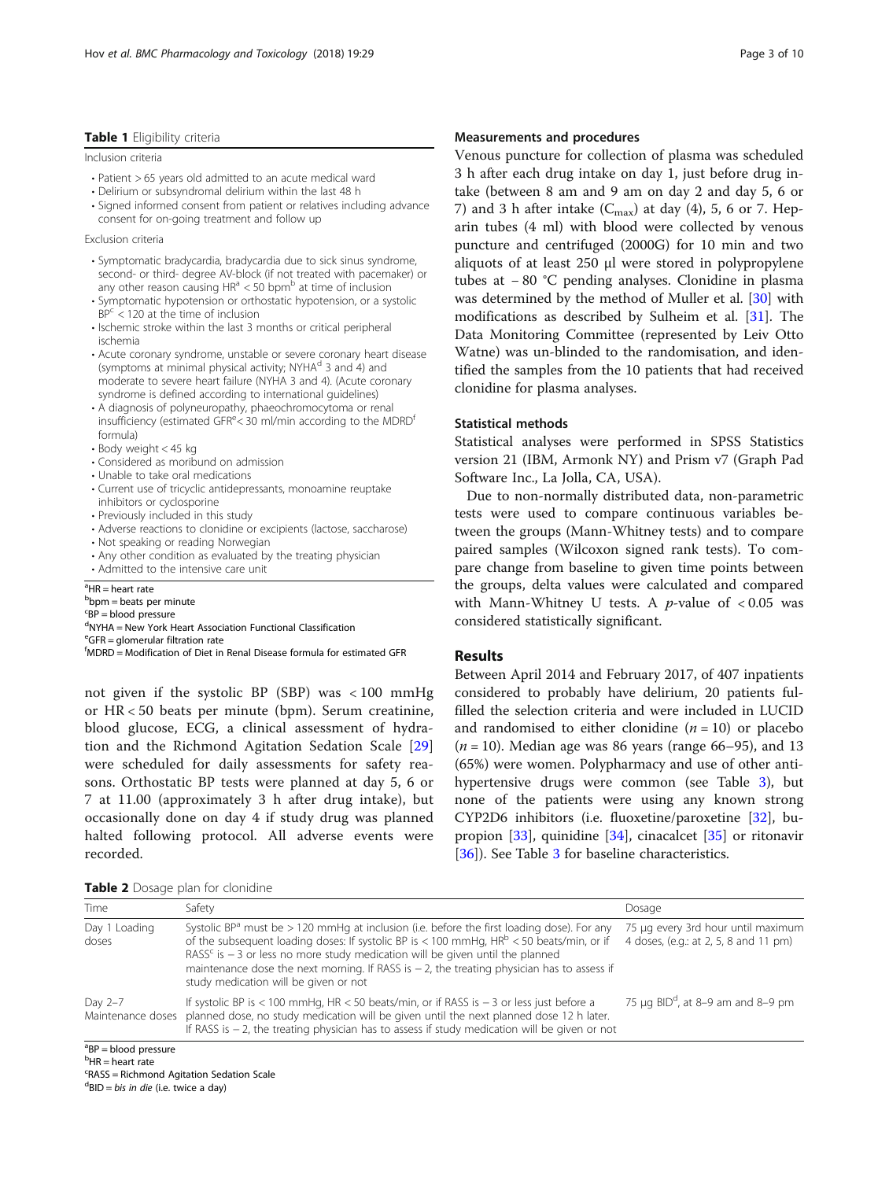**Table 1** Eligibility criteria

Inclusion criteria

- Patient > 65 years old admitted to an acute medical ward
- Delirium or subsyndromal delirium within the last 48 h
- Signed informed consent from patient or relatives including advance consent for on-going treatment and follow up

Exclusion criteria

- Symptomatic bradycardia, bradycardia due to sick sinus syndrome, second- or third- degree AV-block (if not treated with pacemaker) or any other reason causing HR[a] < 50 bpm[b] at time of inclusion
- Symptomatic hypotension or orthostatic hypotension, or a systolic BP[c] < 120 at the time of inclusion
- Ischemic stroke within the last 3 months or critical peripheral ischemia
- Acute coronary syndrome, unstable or severe coronary heart disease (symptoms at minimal physical activity; NYHA[d] 3 and 4) and moderate to severe heart failure (NYHA 3 and 4). (Acute coronary syndrome is defined according to international guidelines)
- A diagnosis of polyneuropathy, phaeochromocytoma or renal insufficiency (estimated GFR[e] < 30 ml/min according to the MDRD[f] formula)
- Body weight < 45 kg
- Considered as moribund on admission
- Unable to take oral medications
- Current use of tricyclic antidepressants, monoamine reuptake inhibitors or cyclosporine
- Previously included in this study
- Adverse reactions to clonidine or excipients (lactose, saccharose)
- Not speaking or reading Norwegian
- Any other condition as evaluated by the treating physician
- Admitted to the intensive care unit

[a]HR = heart rate
[b]bpm = beats per minute
[c]BP = blood pressure
[d]NYHA = New York Heart Association Functional Classification
[e]GFR = glomerular filtration rate
[f]MDRD = Modification of Diet in Renal Disease formula for estimated GFR

not given if the systolic BP (SBP) was < 100 mmHg or HR < 50 beats per minute (bpm). Serum creatinine, blood glucose, ECG, a clinical assessment of hydration and the Richmond Agitation Sedation Scale [29] were scheduled for daily assessments for safety reasons. Orthostatic BP tests were planned at day 5, 6 or 7 at 11.00 (approximately 3 h after drug intake), but occasionally done on day 4 if study drug was planned halted following protocol. All adverse events were recorded.

### Measurements and procedures

Venous puncture for collection of plasma was scheduled 3 h after each drug intake on day 1, just before drug intake (between 8 am and 9 am on day 2 and day 5, 6 or 7) and 3 h after intake ($C_{max}$) at day (4), 5, 6 or 7. Heparin tubes (4 ml) with blood were collected by venous puncture and centrifuged (2000G) for 10 min and two aliquots of at least 250 μl were stored in polypropylene tubes at − 80 °C pending analyses. Clonidine in plasma was determined by the method of Muller et al. [30] with modifications as described by Sulheim et al. [31]. The Data Monitoring Committee (represented by Leiv Otto Watne) was un-blinded to the randomisation, and identified the samples from the 10 patients that had received clonidine for plasma analyses.

### Statistical methods

Statistical analyses were performed in SPSS Statistics version 21 (IBM, Armonk NY) and Prism v7 (Graph Pad Software Inc., La Jolla, CA, USA).

Due to non-normally distributed data, non-parametric tests were used to compare continuous variables between the groups (Mann-Whitney tests) and to compare paired samples (Wilcoxon signed rank tests). To compare change from baseline to given time points between the groups, delta values were calculated and compared with Mann-Whitney U tests. A $p$-value of < 0.05 was considered statistically significant.

## Results

Between April 2014 and February 2017, of 407 inpatients considered to probably have delirium, 20 patients fulfilled the selection criteria and were included in LUCID and randomised to either clonidine ($n = 10$) or placebo ($n = 10$). Median age was 86 years (range 66–95), and 13 (65%) were women. Polypharmacy and use of other antihypertensive drugs were common (see Table 3), but none of the patients were using any known strong CYP2D6 inhibitors (i.e. fluoxetine/paroxetine [32], bupropion [33], quinidine [34], cinacalcet [35] or ritonavir [36]). See Table 3 for baseline characteristics.

**Table 2** Dosage plan for clonidine

| Time | Safety | Dosage |
|---|---|---|
| Day 1 Loading doses | Systolic BP[a] must be > 120 mmHg at inclusion (i.e. before the first loading dose). For any of the subsequent loading doses: If systolic BP is < 100 mmHg, HR[b] < 50 beats/min, or if RASS[c] is − 3 or less no more study medication will be given until the planned maintenance dose the next morning. If RASS is − 2, the treating physician has to assess if study medication will be given or not | 75 μg every 3rd hour until maximum 4 doses, (e.g.: at 2, 5, 8 and 11 pm) |
| Day 2–7 Maintenance doses | If systolic BP is < 100 mmHg, HR < 50 beats/min, or if RASS is − 3 or less just before a planned dose, no study medication will be given until the next planned dose 12 h later. If RASS is − 2, the treating physician has to assess if study medication will be given or not | 75 μg BID[d], at 8–9 am and 8–9 pm |

[a]BP = blood pressure
[b]HR = heart rate
[c]RASS = Richmond Agitation Sedation Scale
[d]BID = *bis in die* (i.e. twice a day)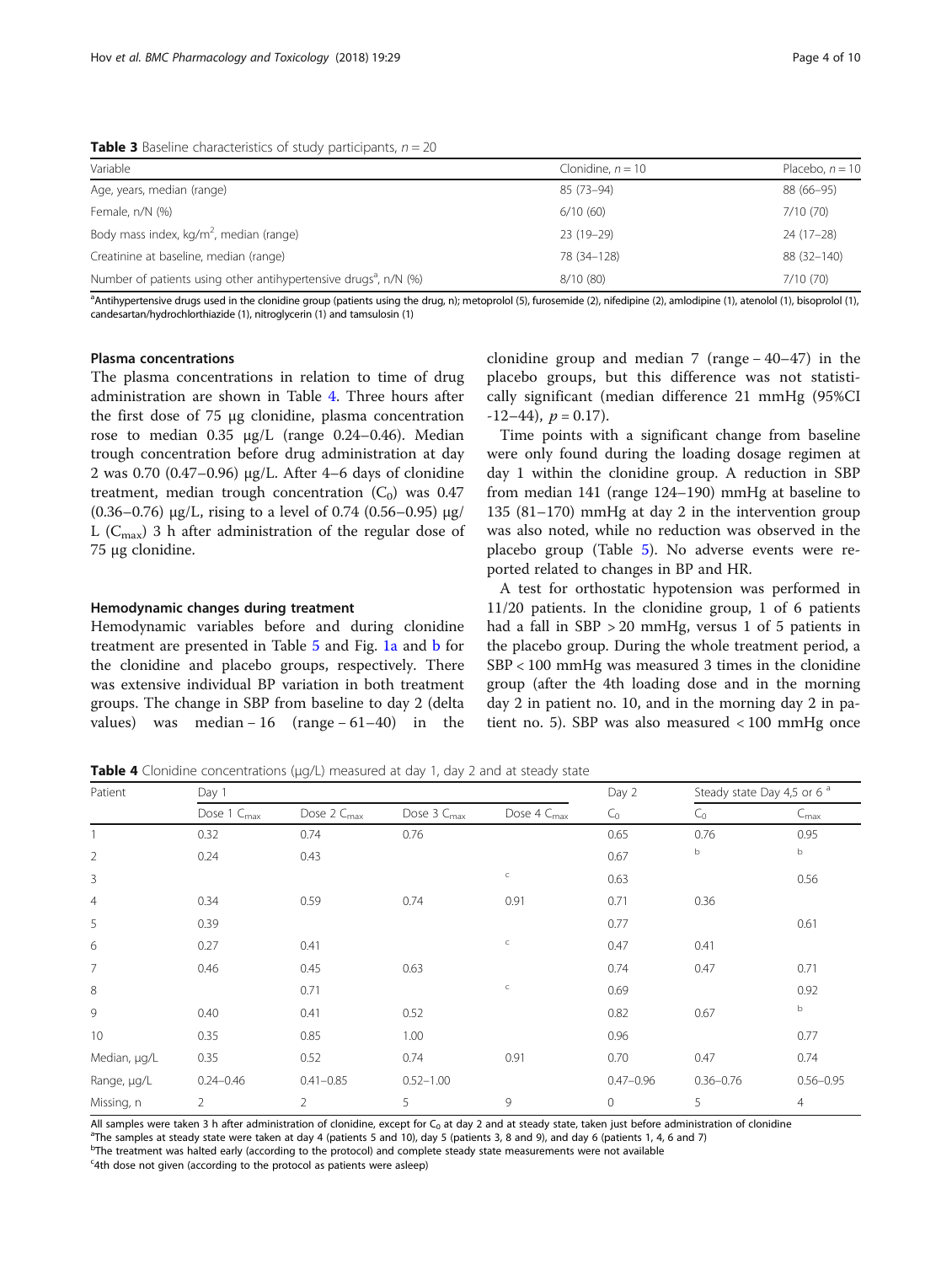**Table 3** Baseline characteristics of study participants, $n = 20$

| Variable | Clonidine, $n = 10$ | Placebo, $n = 10$ |
|---|---|---|
| Age, years, median (range) | 85 (73–94) | 88 (66–95) |
| Female, n/N (%) | 6/10 (60) | 7/10 (70) |
| Body mass index, kg/m$^2$, median (range) | 23 (19–29) | 24 (17–28) |
| Creatinine at baseline, median (range) | 78 (34–128) | 88 (32–140) |
| Number of patients using other antihypertensive drugs[a], n/N (%) | 8/10 (80) | 7/10 (70) |

[a]Antihypertensive drugs used in the clonidine group (patients using the drug, n); metoprolol (5), furosemide (2), nifedipine (2), amlodipine (1), atenolol (1), bisoprolol (1), candesartan/hydrochlorthiazide (1), nitroglycerin (1) and tamsulosin (1)

### Plasma concentrations

The plasma concentrations in relation to time of drug administration are shown in Table 4. Three hours after the first dose of 75 μg clonidine, plasma concentration rose to median 0.35 μg/L (range 0.24–0.46). Median trough concentration before drug administration at day 2 was 0.70 (0.47–0.96) μg/L. After 4–6 days of clonidine treatment, median trough concentration ($C_0$) was 0.47 (0.36–0.76) μg/L, rising to a level of 0.74 (0.56–0.95) μg/L ($C_{max}$) 3 h after administration of the regular dose of 75 μg clonidine.

### Hemodynamic changes during treatment

Hemodynamic variables before and during clonidine treatment are presented in Table 5 and Fig. 1a and b for the clonidine and placebo groups, respectively. There was extensive individual BP variation in both treatment groups. The change in SBP from baseline to day 2 (delta values) was median −16 (range −61–40) in the clonidine group and median 7 (range −40–47) in the placebo groups, but this difference was not statistically significant (median difference 21 mmHg (95%CI -12–44), $p = 0.17$).

Time points with a significant change from baseline were only found during the loading dosage regimen at day 1 within the clonidine group. A reduction in SBP from median 141 (range 124–190) mmHg at baseline to 135 (81–170) mmHg at day 2 in the intervention group was also noted, while no reduction was observed in the placebo group (Table 5). No adverse events were reported related to changes in BP and HR.

A test for orthostatic hypotension was performed in 11/20 patients. In the clonidine group, 1 of 6 patients had a fall in SBP > 20 mmHg, versus 1 of 5 patients in the placebo group. During the whole treatment period, a SBP < 100 mmHg was measured 3 times in the clonidine group (after the 4th loading dose and in the morning day 2 in patient no. 10, and in the morning day 2 in patient no. 5). SBP was also measured < 100 mmHg once

**Table 4** Clonidine concentrations (μg/L) measured at day 1, day 2 and at steady state

| Patient | Day 1 | | | | Day 2 | Steady state Day 4,5 or 6 [a] | |
|---|---|---|---|---|---|---|---|
| | Dose 1 $C_{max}$ | Dose 2 $C_{max}$ | Dose 3 $C_{max}$ | Dose 4 $C_{max}$ | $C_0$ | $C_0$ | $C_{max}$ |
| 1 | 0.32 | 0.74 | 0.76 | | 0.65 | 0.76 | 0.95 |
| 2 | 0.24 | 0.43 | | | 0.67 | b | b |
| 3 | | | | c | 0.63 | | 0.56 |
| 4 | 0.34 | 0.59 | 0.74 | 0.91 | 0.71 | 0.36 | |
| 5 | 0.39 | | | | 0.77 | | 0.61 |
| 6 | 0.27 | 0.41 | | c | 0.47 | 0.41 | |
| 7 | 0.46 | 0.45 | 0.63 | | 0.74 | 0.47 | 0.71 |
| 8 | | 0.71 | | c | 0.69 | | 0.92 |
| 9 | 0.40 | 0.41 | 0.52 | | 0.82 | 0.67 | b |
| 10 | 0.35 | 0.85 | 1.00 | | 0.96 | | 0.77 |
| Median, μg/L | 0.35 | 0.52 | 0.74 | 0.91 | 0.70 | 0.47 | 0.74 |
| Range, μg/L | 0.24–0.46 | 0.41–0.85 | 0.52–1.00 | | 0.47–0.96 | 0.36–0.76 | 0.56–0.95 |
| Missing, n | 2 | 2 | 5 | 9 | 0 | 5 | 4 |

All samples were taken 3 h after administration of clonidine, except for $C_0$ at day 2 and at steady state, taken just before administration of clonidine
[a]The samples at steady state were taken at day 4 (patients 5 and 10), day 5 (patients 3, 8 and 9), and day 6 (patients 1, 4, 6 and 7)
[b]The treatment was halted early (according to the protocol) and complete steady state measurements were not available
[c]4th dose not given (according to the protocol as patients were asleep)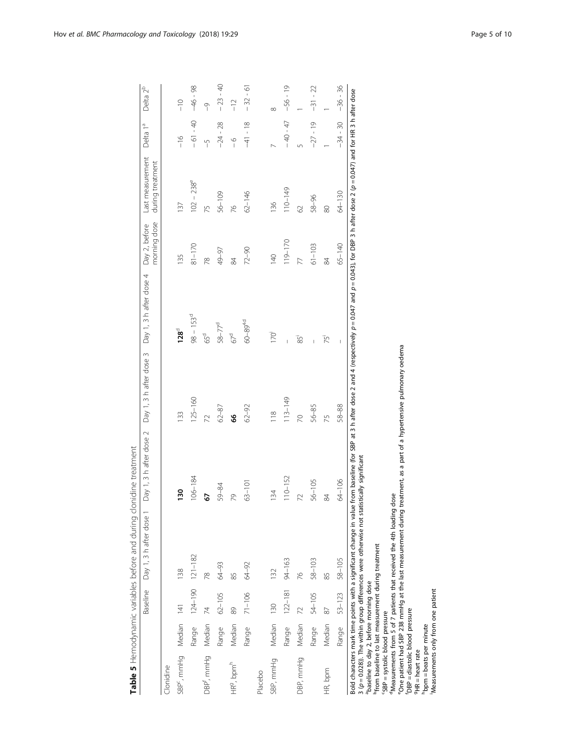**Table 5** Hemodynamic variables before and during clonidine treatment

| | | Baseline | Day 1, 3 h after dose 1 | Day 1, 3 h after dose 2 | Day 1, 3 h after dose 3 | Day 1, 3 h after dose 4 | Day 2, before morning dose | Last measurement during treatment | Delta 1[a] | Delta 2[b] |
|---|---|---|---|---|---|---|---|---|---|---|
| Clonidine | | | | | | | | | | |
| SBP[c], mmHg | Median | 141 | 138 | **130** | 133 | **128**[d] | 135 | 137 | −16 | −10 |
| | Range | 124–190 | 121–182 | 106–184 | 125–160 | 98 – 153[d] | 81–170 | 102 – 238[e] | − 61 - 40 | −46 - 98 |
| DBP[f], mmHg | Median | 74 | 78 | **67** | 72 | 65[d] | 78 | 75 | −5 | −9 |
| | Range | 62–105 | 64–93 | 59–84 | 62–87 | 58–77[d] | 49–97 | 56–109 | −24 - 28 | − 23 - 40 |
| HR[g], bpm[h] | Median | 89 | 85 | 79 | **66** | 67[d] | 84 | 76 | − 6 | −12 |
| | Range | 71–106 | 64–92 | 63–101 | 62–92 | 60–89[4d] | 72–90 | 62–146 | −41 - 18 | − 32 - 61 |
| Placebo | | | | | | | | | | |
| SBP, mmHg | Median | 130 | 132 | 134 | 118 | 170[i] | 140 | 136 | 7 | 8 |
| | Range | 122–181 | 94–163 | 110–152 | 113–149 | – | 119–170 | 110–149 | − 40 - 47 | −56 - 19 |
| DBP, mmHg | Median | 72 | 76 | 72 | 70 | 85[i] | 77 | 62 | 5 | 1 |
| | Range | 54–105 | 58–103 | 56–105 | 56–85 | – | 61–103 | 58–96 | −27 - 19 | −31 - 22 |
| HR, bpm | Median | 87 | 85 | 84 | 75 | 75[i] | 84 | 80 | 1 | 1 |
| | Range | 53–123 | 58–105 | 64–106 | 58–88 | – | 65–140 | 64–130 | −34 - 30 | −36 - 36 |

Bold characters mark time points with a significant change in value from baseline (for SBP at 3 h after dose 2 and 4 (respectively $p = 0.047$ and $p = 0.043$), for DBP 3 h after dose 2 ($p = 0.047$) and for HR 3 h after dose 3 ($p = 0.028$)). The within group differences were otherwise not statistically significant

[a]baseline to day 2, before morning dose
[b]from baseline to last measurement during treatment
[c]SBP = systolic blood pressure
[d]Measurements from 5 of 7 patients that received the 4th loading dose
[e]One patient had SBP 238 mmHg at the last measurement during treatment, as a part of a hypertensive pulmonary oedema
[f]DBP = diastolic blood pressure
[g]HR = heart rate
[h]bpm = beats per minute
[i]Measurements only from one patient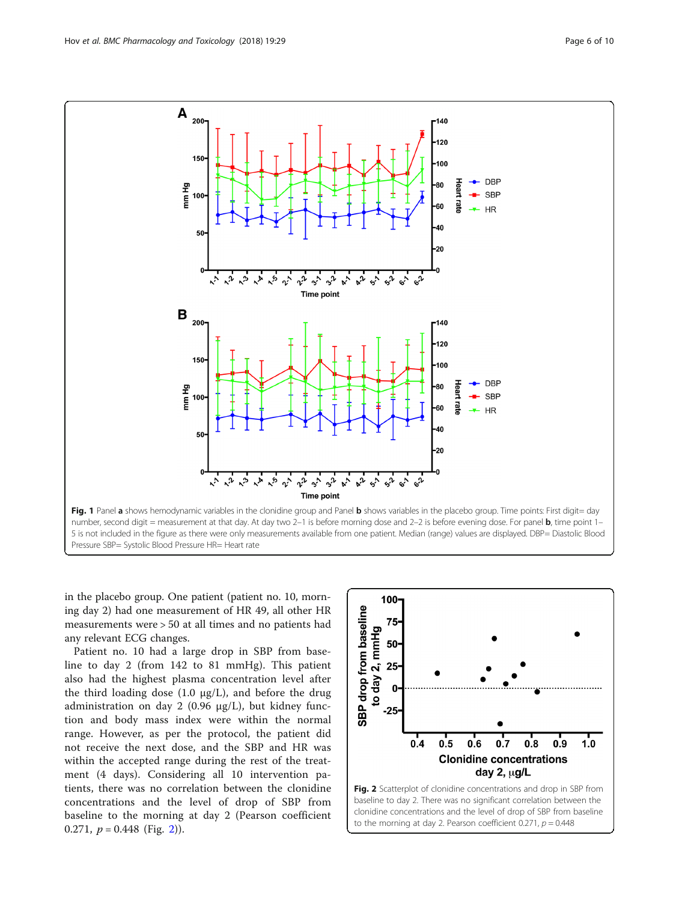**Fig. 1** Panel **a** shows hemodynamic variables in the clonidine group and Panel **b** shows variables in the placebo group. Time points: First digit= day number, second digit = measurement at that day. At day two 2–1 is before morning dose and 2–2 is before evening dose. For panel **b**, time point 1–5 is not included in the figure as there were only measurements available from one patient. Median (range) values are displayed. DBP= Diastolic Blood Pressure SBP= Systolic Blood Pressure HR= Heart rate

in the placebo group. One patient (patient no. 10, morning day 2) had one measurement of HR 49, all other HR measurements were > 50 at all times and no patients had any relevant ECG changes.

Patient no. 10 had a large drop in SBP from baseline to day 2 (from 142 to 81 mmHg). This patient also had the highest plasma concentration level after the third loading dose (1.0 μg/L), and before the drug administration on day 2 (0.96 μg/L), but kidney function and body mass index were within the normal range. However, as per the protocol, the patient did not receive the next dose, and the SBP and HR was within the accepted range during the rest of the treatment (4 days). Considering all 10 intervention patients, there was no correlation between the clonidine concentrations and the level of drop of SBP from baseline to the morning at day 2 (Pearson coefficient 0.271, $p = 0.448$ (Fig. 2)).

**Fig. 2** Scatterplot of clonidine concentrations and drop in SBP from baseline to day 2. There was no significant correlation between the clonidine concentrations and the level of drop of SBP from baseline to the morning at day 2. Pearson coefficient 0.271, $p = 0.448$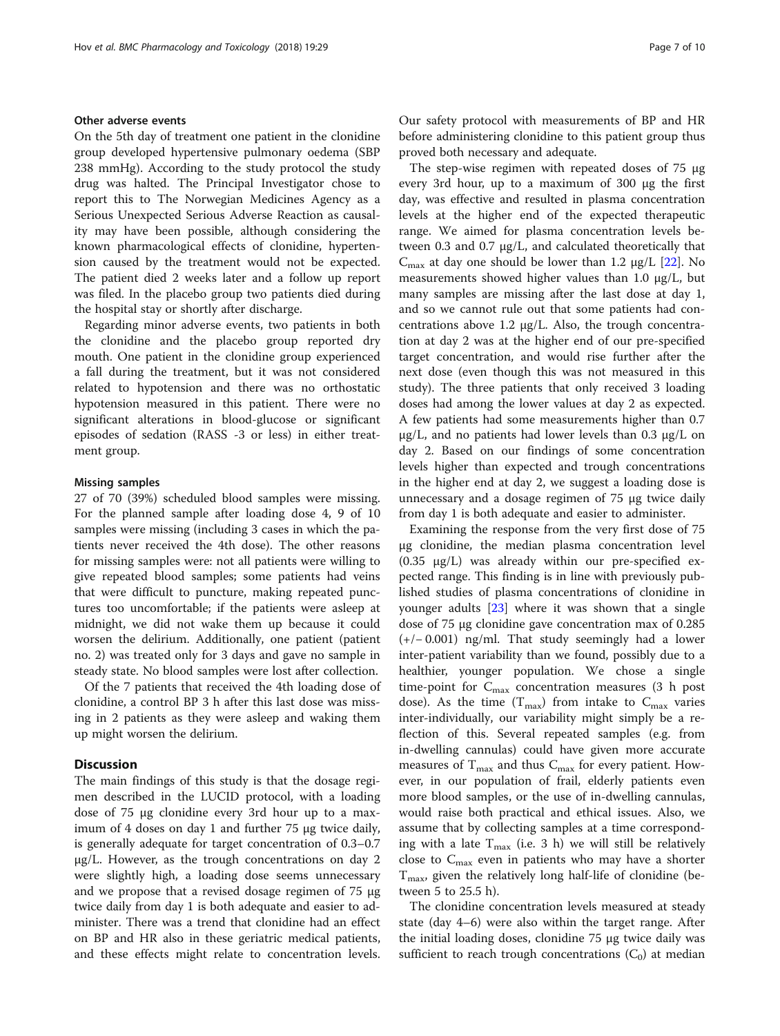#### Other adverse events

On the 5th day of treatment one patient in the clonidine group developed hypertensive pulmonary oedema (SBP 238 mmHg). According to the study protocol the study drug was halted. The Principal Investigator chose to report this to The Norwegian Medicines Agency as a Serious Unexpected Serious Adverse Reaction as causality may have been possible, although considering the known pharmacological effects of clonidine, hypertension caused by the treatment would not be expected. The patient died 2 weeks later and a follow up report was filed. In the placebo group two patients died during the hospital stay or shortly after discharge.

Regarding minor adverse events, two patients in both the clonidine and the placebo group reported dry mouth. One patient in the clonidine group experienced a fall during the treatment, but it was not considered related to hypotension and there was no orthostatic hypotension measured in this patient. There were no significant alterations in blood-glucose or significant episodes of sedation (RASS -3 or less) in either treatment group.

#### Missing samples

27 of 70 (39%) scheduled blood samples were missing. For the planned sample after loading dose 4, 9 of 10 samples were missing (including 3 cases in which the patients never received the 4th dose). The other reasons for missing samples were: not all patients were willing to give repeated blood samples; some patients had veins that were difficult to puncture, making repeated punctures too uncomfortable; if the patients were asleep at midnight, we did not wake them up because it could worsen the delirium. Additionally, one patient (patient no. 2) was treated only for 3 days and gave no sample in steady state. No blood samples were lost after collection.

Of the 7 patients that received the 4th loading dose of clonidine, a control BP 3 h after this last dose was missing in 2 patients as they were asleep and waking them up might worsen the delirium.

## Discussion

The main findings of this study is that the dosage regimen described in the LUCID protocol, with a loading dose of 75 μg clonidine every 3rd hour up to a maximum of 4 doses on day 1 and further 75 μg twice daily, is generally adequate for target concentration of 0.3–0.7 μg/L. However, as the trough concentrations on day 2 were slightly high, a loading dose seems unnecessary and we propose that a revised dosage regimen of 75 μg twice daily from day 1 is both adequate and easier to administer. There was a trend that clonidine had an effect on BP and HR also in these geriatric medical patients, and these effects might relate to concentration levels. Our safety protocol with measurements of BP and HR before administering clonidine to this patient group thus proved both necessary and adequate.

The step-wise regimen with repeated doses of 75 μg every 3rd hour, up to a maximum of 300 μg the first day, was effective and resulted in plasma concentration levels at the higher end of the expected therapeutic range. We aimed for plasma concentration levels between 0.3 and 0.7 μg/L, and calculated theoretically that $C_{max}$ at day one should be lower than 1.2 μg/L [22]. No measurements showed higher values than 1.0 μg/L, but many samples are missing after the last dose at day 1, and so we cannot rule out that some patients had concentrations above 1.2 μg/L. Also, the trough concentration at day 2 was at the higher end of our pre-specified target concentration, and would rise further after the next dose (even though this was not measured in this study). The three patients that only received 3 loading doses had among the lower values at day 2 as expected. A few patients had some measurements higher than 0.7 μg/L, and no patients had lower levels than 0.3 μg/L on day 2. Based on our findings of some concentration levels higher than expected and trough concentrations in the higher end at day 2, we suggest a loading dose is unnecessary and a dosage regimen of 75 μg twice daily from day 1 is both adequate and easier to administer.

Examining the response from the very first dose of 75 μg clonidine, the median plasma concentration level (0.35 μg/L) was already within our pre-specified expected range. This finding is in line with previously published studies of plasma concentrations of clonidine in younger adults [23] where it was shown that a single dose of 75 μg clonidine gave concentration max of 0.285 (+/− 0.001) ng/ml. That study seemingly had a lower inter-patient variability than we found, possibly due to a healthier, younger population. We chose a single time-point for $C_{max}$ concentration measures (3 h post dose). As the time ($T_{max}$) from intake to $C_{max}$ varies inter-individually, our variability might simply be a reflection of this. Several repeated samples (e.g. from in-dwelling cannulas) could have given more accurate measures of $T_{max}$ and thus $C_{max}$ for every patient. However, in our population of frail, elderly patients even more blood samples, or the use of in-dwelling cannulas, would raise both practical and ethical issues. Also, we assume that by collecting samples at a time corresponding with a late $T_{max}$ (i.e. 3 h) we will still be relatively close to $C_{max}$ even in patients who may have a shorter $T_{max}$, given the relatively long half-life of clonidine (between 5 to 25.5 h).

The clonidine concentration levels measured at steady state (day 4–6) were also within the target range. After the initial loading doses, clonidine 75 μg twice daily was sufficient to reach trough concentrations ($C_0$) at median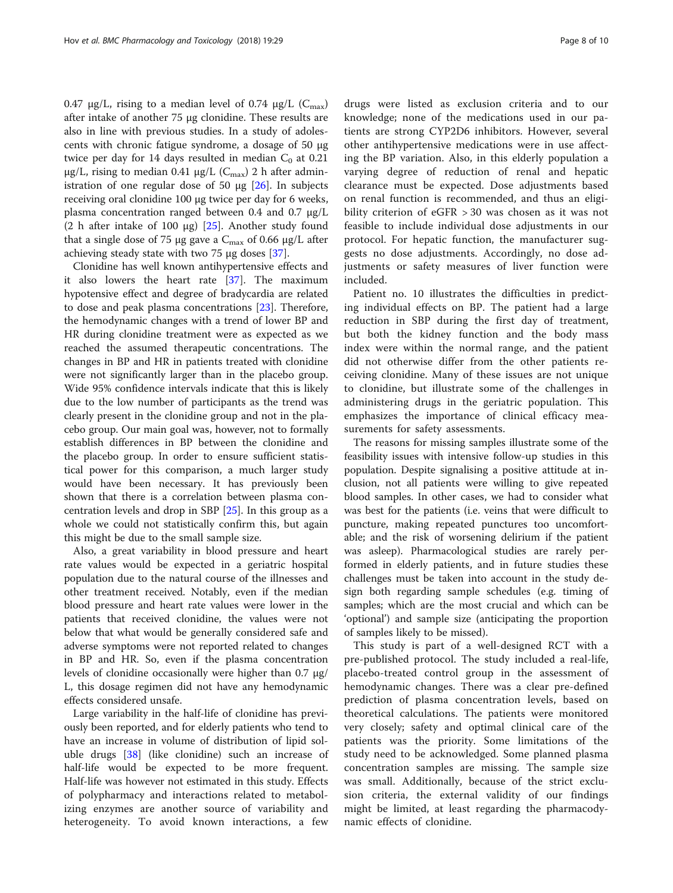0.47 μg/L, rising to a median level of 0.74 μg/L ($C_{max}$) after intake of another 75 μg clonidine. These results are also in line with previous studies. In a study of adolescents with chronic fatigue syndrome, a dosage of 50 μg twice per day for 14 days resulted in median $C_0$ at 0.21 μg/L, rising to median 0.41 μg/L ($C_{max}$) 2 h after administration of one regular dose of 50 μg [26]. In subjects receiving oral clonidine 100 μg twice per day for 6 weeks, plasma concentration ranged between 0.4 and 0.7 μg/L (2 h after intake of 100 μg) [25]. Another study found that a single dose of 75 μg gave a $C_{max}$ of 0.66 μg/L after achieving steady state with two 75 μg doses [37].

Clonidine has well known antihypertensive effects and it also lowers the heart rate [37]. The maximum hypotensive effect and degree of bradycardia are related to dose and peak plasma concentrations [23]. Therefore, the hemodynamic changes with a trend of lower BP and HR during clonidine treatment were as expected as we reached the assumed therapeutic concentrations. The changes in BP and HR in patients treated with clonidine were not significantly larger than in the placebo group. Wide 95% confidence intervals indicate that this is likely due to the low number of participants as the trend was clearly present in the clonidine group and not in the placebo group. Our main goal was, however, not to formally establish differences in BP between the clonidine and the placebo group. In order to ensure sufficient statistical power for this comparison, a much larger study would have been necessary. It has previously been shown that there is a correlation between plasma concentration levels and drop in SBP [25]. In this group as a whole we could not statistically confirm this, but again this might be due to the small sample size.

Also, a great variability in blood pressure and heart rate values would be expected in a geriatric hospital population due to the natural course of the illnesses and other treatment received. Notably, even if the median blood pressure and heart rate values were lower in the patients that received clonidine, the values were not below that what would be generally considered safe and adverse symptoms were not reported related to changes in BP and HR. So, even if the plasma concentration levels of clonidine occasionally were higher than 0.7 μg/L, this dosage regimen did not have any hemodynamic effects considered unsafe.

Large variability in the half-life of clonidine has previously been reported, and for elderly patients who tend to have an increase in volume of distribution of lipid soluble drugs [38] (like clonidine) such an increase of half-life would be expected to be more frequent. Half-life was however not estimated in this study. Effects of polypharmacy and interactions related to metabolizing enzymes are another source of variability and heterogeneity. To avoid known interactions, a few drugs were listed as exclusion criteria and to our knowledge; none of the medications used in our patients are strong CYP2D6 inhibitors. However, several other antihypertensive medications were in use affecting the BP variation. Also, in this elderly population a varying degree of reduction of renal and hepatic clearance must be expected. Dose adjustments based on renal function is recommended, and thus an eligibility criterion of eGFR > 30 was chosen as it was not feasible to include individual dose adjustments in our protocol. For hepatic function, the manufacturer suggests no dose adjustments. Accordingly, no dose adjustments or safety measures of liver function were included.

Patient no. 10 illustrates the difficulties in predicting individual effects on BP. The patient had a large reduction in SBP during the first day of treatment, but both the kidney function and the body mass index were within the normal range, and the patient did not otherwise differ from the other patients receiving clonidine. Many of these issues are not unique to clonidine, but illustrate some of the challenges in administering drugs in the geriatric population. This emphasizes the importance of clinical efficacy measurements for safety assessments.

The reasons for missing samples illustrate some of the feasibility issues with intensive follow-up studies in this population. Despite signalising a positive attitude at inclusion, not all patients were willing to give repeated blood samples. In other cases, we had to consider what was best for the patients (i.e. veins that were difficult to puncture, making repeated punctures too uncomfortable; and the risk of worsening delirium if the patient was asleep). Pharmacological studies are rarely performed in elderly patients, and in future studies these challenges must be taken into account in the study design both regarding sample schedules (e.g. timing of samples; which are the most crucial and which can be 'optional') and sample size (anticipating the proportion of samples likely to be missed).

This study is part of a well-designed RCT with a pre-published protocol. The study included a real-life, placebo-treated control group in the assessment of hemodynamic changes. There was a clear pre-defined prediction of plasma concentration levels, based on theoretical calculations. The patients were monitored very closely; safety and optimal clinical care of the patients was the priority. Some limitations of the study need to be acknowledged. Some planned plasma concentration samples are missing. The sample size was small. Additionally, because of the strict exclusion criteria, the external validity of our findings might be limited, at least regarding the pharmacodynamic effects of clonidine.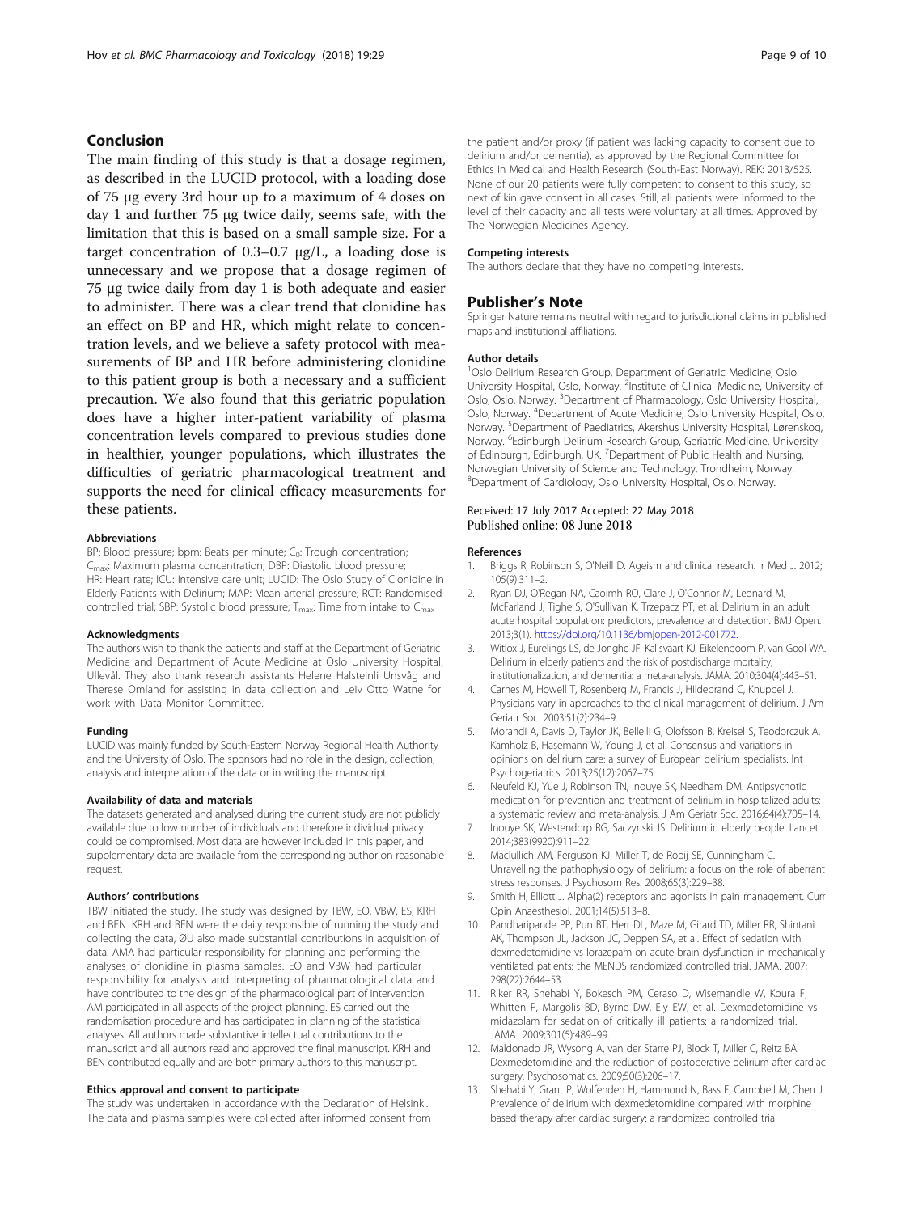## Conclusion

The main finding of this study is that a dosage regimen, as described in the LUCID protocol, with a loading dose of 75 μg every 3rd hour up to a maximum of 4 doses on day 1 and further 75 μg twice daily, seems safe, with the limitation that this is based on a small sample size. For a target concentration of 0.3–0.7 μg/L, a loading dose is unnecessary and we propose that a dosage regimen of 75 μg twice daily from day 1 is both adequate and easier to administer. There was a clear trend that clonidine has an effect on BP and HR, which might relate to concentration levels, and we believe a safety protocol with measurements of BP and HR before administering clonidine to this patient group is both a necessary and a sufficient precaution. We also found that this geriatric population does have a higher inter-patient variability of plasma concentration levels compared to previous studies done in healthier, younger populations, which illustrates the difficulties of geriatric pharmacological treatment and supports the need for clinical efficacy measurements for these patients.

#### Abbreviations

BP: Blood pressure; bpm: Beats per minute; $C_0$: Trough concentration; $C_{max}$: Maximum plasma concentration; DBP: Diastolic blood pressure; HR: Heart rate; ICU: Intensive care unit; LUCID: The Oslo Study of Clonidine in Elderly Patients with Delirium; MAP: Mean arterial pressure; RCT: Randomised controlled trial; SBP: Systolic blood pressure; $T_{max}$: Time from intake to $C_{max}$

#### Acknowledgments

The authors wish to thank the patients and staff at the Department of Geriatric Medicine and Department of Acute Medicine at Oslo University Hospital, Ullevål. They also thank research assistants Helene Halsteinli Unsvåg and Therese Omland for assisting in data collection and Leiv Otto Watne for work with Data Monitor Committee.

#### Funding

LUCID was mainly funded by South-Eastern Norway Regional Health Authority and the University of Oslo. The sponsors had no role in the design, collection, analysis and interpretation of the data or in writing the manuscript.

#### Availability of data and materials

The datasets generated and analysed during the current study are not publicly available due to low number of individuals and therefore individual privacy could be compromised. Most data are however included in this paper, and supplementary data are available from the corresponding author on reasonable request.

#### Authors' contributions

TBW initiated the study. The study was designed by TBW, EQ, VBW, ES, KRH and BEN. KRH and BEN were the daily responsible of running the study and collecting the data, ØU also made substantial contributions in acquisition of data. AMA had particular responsibility for planning and performing the analyses of clonidine in plasma samples. EQ and VBW had particular responsibility for analysis and interpreting of pharmacological data and have contributed to the design of the pharmacological part of intervention. AM participated in all aspects of the project planning. ES carried out the randomisation procedure and has participated in planning of the statistical analyses. All authors made substantive intellectual contributions to the manuscript and all authors read and approved the final manuscript. KRH and BEN contributed equally and are both primary authors to this manuscript.

#### Ethics approval and consent to participate

The study was undertaken in accordance with the Declaration of Helsinki. The data and plasma samples were collected after informed consent from the patient and/or proxy (if patient was lacking capacity to consent due to delirium and/or dementia), as approved by the Regional Committee for Ethics in Medical and Health Research (South-East Norway). REK: 2013/525. None of our 20 patients were fully competent to consent to this study, so next of kin gave consent in all cases. Still, all patients were informed to the level of their capacity and all tests were voluntary at all times. Approved by The Norwegian Medicines Agency.

#### Competing interests

The authors declare that they have no competing interests.

## Publisher's Note

Springer Nature remains neutral with regard to jurisdictional claims in published maps and institutional affiliations.

#### Author details

[1]Oslo Delirium Research Group, Department of Geriatric Medicine, Oslo University Hospital, Oslo, Norway. [2]Institute of Clinical Medicine, University of Oslo, Oslo, Norway. [3]Department of Pharmacology, Oslo University Hospital, Oslo, Norway. [4]Department of Acute Medicine, Oslo University Hospital, Oslo, Norway. [5]Department of Paediatrics, Akershus University Hospital, Lørenskog, Norway. [6]Edinburgh Delirium Research Group, Geriatric Medicine, University of Edinburgh, Edinburgh, UK. [7]Department of Public Health and Nursing, Norwegian University of Science and Technology, Trondheim, Norway. [8]Department of Cardiology, Oslo University Hospital, Oslo, Norway.

Received: 17 July 2017 Accepted: 22 May 2018
Published online: 08 June 2018

#### References

1. Briggs R, Robinson S, O'Neill D. Ageism and clinical research. Ir Med J. 2012; 105(9):311–2.
2. Ryan DJ, O'Regan NA, Caoimh RO, Clare J, O'Connor M, Leonard M, McFarland J, Tighe S, O'Sullivan K, Trzepacz PT, et al. Delirium in an adult acute hospital population: predictors, prevalence and detection. BMJ Open. 2013;3(1). https://doi.org/10.1136/bmjopen-2012-001772.
3. Witlox J, Eurelings LS, de Jonghe JF, Kalisvaart KJ, Eikelenboom P, van Gool WA. Delirium in elderly patients and the risk of postdischarge mortality, institutionalization, and dementia: a meta-analysis. JAMA. 2010;304(4):443–51.
4. Carnes M, Howell T, Rosenberg M, Francis J, Hildebrand C, Knuppel J. Physicians vary in approaches to the clinical management of delirium. J Am Geriatr Soc. 2003;51(2):234–9.
5. Morandi A, Davis D, Taylor JK, Bellelli G, Olofsson B, Kreisel S, Teodorczuk A, Kamholz B, Hasemann W, Young J, et al. Consensus and variations in opinions on delirium care: a survey of European delirium specialists. Int Psychogeriatrics. 2013;25(12):2067–75.
6. Neufeld KJ, Yue J, Robinson TN, Inouye SK, Needham DM. Antipsychotic medication for prevention and treatment of delirium in hospitalized adults: a systematic review and meta-analysis. J Am Geriatr Soc. 2016;64(4):705–14.
7. Inouye SK, Westendorp RG, Saczynski JS. Delirium in elderly people. Lancet. 2014;383(9920):911–22.
8. Maclullich AM, Ferguson KJ, Miller T, de Rooij SE, Cunningham C. Unravelling the pathophysiology of delirium: a focus on the role of aberrant stress responses. J Psychosom Res. 2008;65(3):229–38.
9. Smith H, Elliott J. Alpha(2) receptors and agonists in pain management. Curr Opin Anaesthesiol. 2001;14(5):513–8.
10. Pandharipande PP, Pun BT, Herr DL, Maze M, Girard TD, Miller RR, Shintani AK, Thompson JL, Jackson JC, Deppen SA, et al. Effect of sedation with dexmedetomidine vs lorazepam on acute brain dysfunction in mechanically ventilated patients: the MENDS randomized controlled trial. JAMA. 2007; 298(22):2644–53.
11. Riker RR, Shehabi Y, Bokesch PM, Ceraso D, Wisemandle W, Koura F, Whitten P, Margolis BD, Byrne DW, Ely EW, et al. Dexmedetomidine vs midazolam for sedation of critically ill patients: a randomized trial. JAMA. 2009;301(5):489–99.
12. Maldonado JR, Wysong A, van der Starre PJ, Block T, Miller C, Reitz BA. Dexmedetomidine and the reduction of postoperative delirium after cardiac surgery. Psychosomatics. 2009;50(3):206–17.
13. Shehabi Y, Grant P, Wolfenden H, Hammond N, Bass F, Campbell M, Chen J. Prevalence of delirium with dexmedetomidine compared with morphine based therapy after cardiac surgery: a randomized controlled trial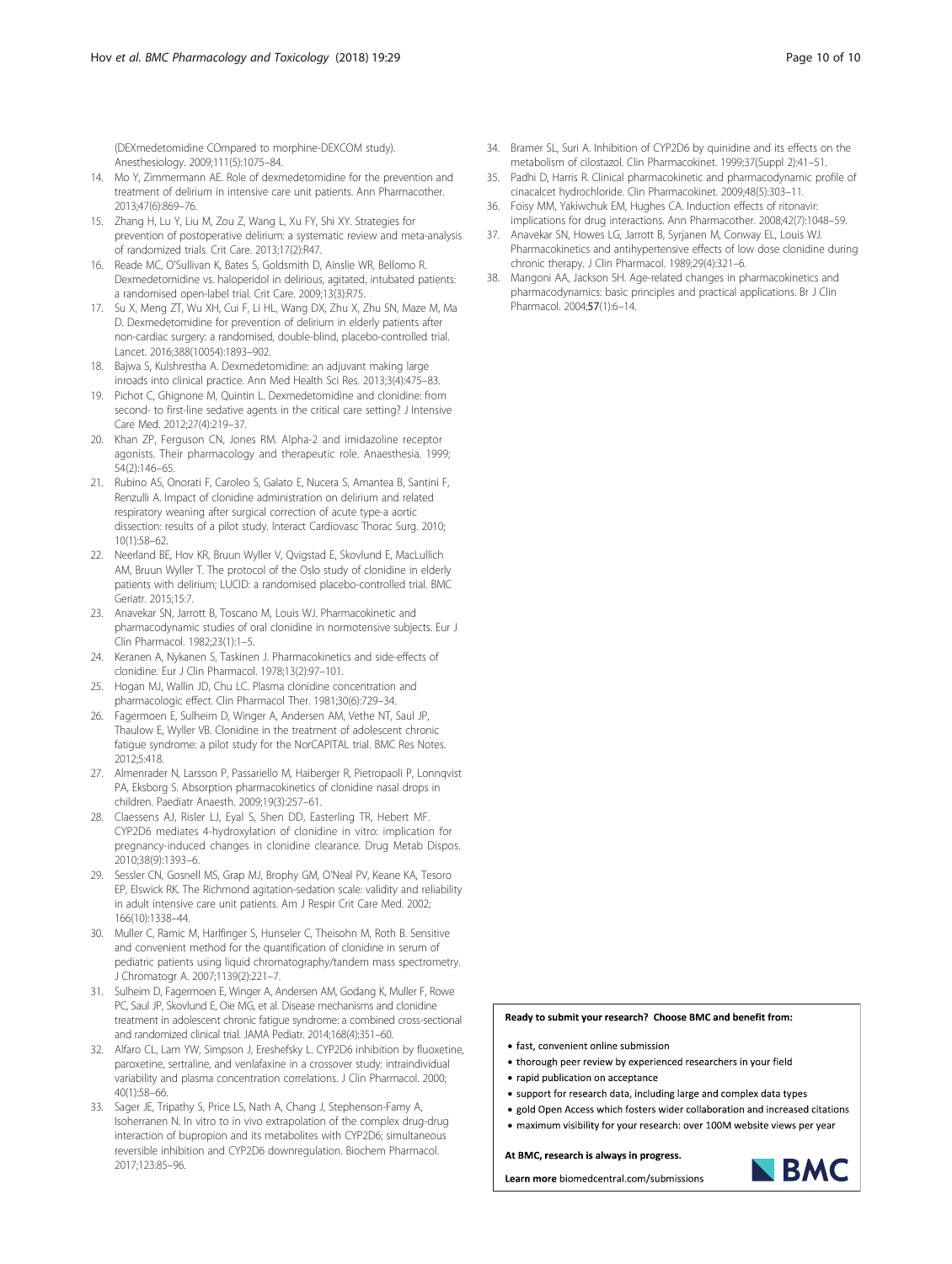(DEXmedetomidine COmpared to morphine-DEXCOM study). Anesthesiology. 2009;111(5):1075–84.

14. Mo Y, Zimmermann AE. Role of dexmedetomidine for the prevention and treatment of delirium in intensive care unit patients. Ann Pharmacother. 2013;47(6):869–76.
15. Zhang H, Lu Y, Liu M, Zou Z, Wang L, Xu FY, Shi XY. Strategies for prevention of postoperative delirium: a systematic review and meta-analysis of randomized trials. Crit Care. 2013;17(2):R47.
16. Reade MC, O'Sullivan K, Bates S, Goldsmith D, Ainslie WR, Bellomo R. Dexmedetomidine vs. haloperidol in delirious, agitated, intubated patients: a randomised open-label trial. Crit Care. 2009;13(3):R75.
17. Su X, Meng ZT, Wu XH, Cui F, Li HL, Wang DX, Zhu X, Zhu SN, Maze M, Ma D. Dexmedetomidine for prevention of delirium in elderly patients after non-cardiac surgery: a randomised, double-blind, placebo-controlled trial. Lancet. 2016;388(10054):1893–902.
18. Bajwa S, Kulshrestha A. Dexmedetomidine: an adjuvant making large inroads into clinical practice. Ann Med Health Sci Res. 2013;3(4):475–83.
19. Pichot C, Ghignone M, Quintin L. Dexmedetomidine and clonidine: from second- to first-line sedative agents in the critical care setting? J Intensive Care Med. 2012;27(4):219–37.
20. Khan ZP, Ferguson CN, Jones RM. Alpha-2 and imidazoline receptor agonists. Their pharmacology and therapeutic role. Anaesthesia. 1999; 54(2):146–65.
21. Rubino AS, Onorati F, Caroleo S, Galato E, Nucera S, Amantea B, Santini F, Renzulli A. Impact of clonidine administration on delirium and related respiratory weaning after surgical correction of acute type-a aortic dissection: results of a pilot study. Interact Cardiovasc Thorac Surg. 2010; 10(1):58–62.
22. Neerland BE, Hov KR, Bruun Wyller V, Qvigstad E, Skovlund E, MacLullich AM, Bruun Wyller T. The protocol of the Oslo study of clonidine in elderly patients with delirium; LUCID: a randomised placebo-controlled trial. BMC Geriatr. 2015;15:7.
23. Anavekar SN, Jarrott B, Toscano M, Louis WJ. Pharmacokinetic and pharmacodynamic studies of oral clonidine in normotensive subjects. Eur J Clin Pharmacol. 1982;23(1):1–5.
24. Keranen A, Nykanen S, Taskinen J. Pharmacokinetics and side-effects of clonidine. Eur J Clin Pharmacol. 1978;13(2):97–101.
25. Hogan MJ, Wallin JD, Chu LC. Plasma clonidine concentration and pharmacologic effect. Clin Pharmacol Ther. 1981;30(6):729–34.
26. Fagermoen E, Sulheim D, Winger A, Andersen AM, Vethe NT, Saul JP, Thaulow E, Wyller VB. Clonidine in the treatment of adolescent chronic fatigue syndrome: a pilot study for the NorCAPITAL trial. BMC Res Notes. 2012;5:418.
27. Almenrader N, Larsson P, Passariello M, Haiberger R, Pietropaoli P, Lonnqvist PA, Eksborg S. Absorption pharmacokinetics of clonidine nasal drops in children. Paediatr Anaesth. 2009;19(3):257–61.
28. Claessens AJ, Risler LJ, Eyal S, Shen DD, Easterling TR, Hebert MF. CYP2D6 mediates 4-hydroxylation of clonidine in vitro: implication for pregnancy-induced changes in clonidine clearance. Drug Metab Dispos. 2010;38(9):1393–6.
29. Sessler CN, Gosnell MS, Grap MJ, Brophy GM, O'Neal PV, Keane KA, Tesoro EP, Elswick RK. The Richmond agitation-sedation scale: validity and reliability in adult intensive care unit patients. Am J Respir Crit Care Med. 2002; 166(10):1338–44.
30. Muller C, Ramic M, Harlfinger S, Hunseler C, Theisohn M, Roth B. Sensitive and convenient method for the quantification of clonidine in serum of pediatric patients using liquid chromatography/tandem mass spectrometry. J Chromatogr A. 2007;1139(2):221–7.
31. Sulheim D, Fagermoen E, Winger A, Andersen AM, Godang K, Muller F, Rowe PC, Saul JP, Skovlund E, Oie MG, et al. Disease mechanisms and clonidine treatment in adolescent chronic fatigue syndrome: a combined cross-sectional and randomized clinical trial. JAMA Pediatr. 2014;168(4):351–60.
32. Alfaro CL, Lam YW, Simpson J, Ereshefsky L. CYP2D6 inhibition by fluoxetine, paroxetine, sertraline, and venlafaxine in a crossover study: intraindividual variability and plasma concentration correlations. J Clin Pharmacol. 2000; 40(1):58–66.
33. Sager JE, Tripathy S, Price LS, Nath A, Chang J, Stephenson-Famy A, Isoherranen N. In vitro to in vivo extrapolation of the complex drug-drug interaction of bupropion and its metabolites with CYP2D6; simultaneous reversible inhibition and CYP2D6 downregulation. Biochem Pharmacol. 2017;123:85–96.
34. Bramer SL, Suri A. Inhibition of CYP2D6 by quinidine and its effects on the metabolism of cilostazol. Clin Pharmacokinet. 1999;37(Suppl 2):41–51.
35. Padhi D, Harris R. Clinical pharmacokinetic and pharmacodynamic profile of cinacalcet hydrochloride. Clin Pharmacokinet. 2009;48(5):303–11.
36. Foisy MM, Yakiwchuk EM, Hughes CA. Induction effects of ritonavir: implications for drug interactions. Ann Pharmacother. 2008;42(7):1048–59.
37. Anavekar SN, Howes LG, Jarrott B, Syrjanen M, Conway EL, Louis WJ. Pharmacokinetics and antihypertensive effects of low dose clonidine during chronic therapy. J Clin Pharmacol. 1989;29(4):321–6.
38. Mangoni AA, Jackson SH. Age-related changes in pharmacokinetics and pharmacodynamics: basic principles and practical applications. Br J Clin Pharmacol. 2004;**57**(1):6–14.

**Ready to submit your research? Choose BMC and benefit from:**

- fast, convenient online submission
- thorough peer review by experienced researchers in your field
- rapid publication on acceptance
- support for research data, including large and complex data types
- gold Open Access which fosters wider collaboration and increased citations
- maximum visibility for your research: over 100M website views per year

**At BMC, research is always in progress.**

**Learn more** biomedcentral.com/submissions

BMC